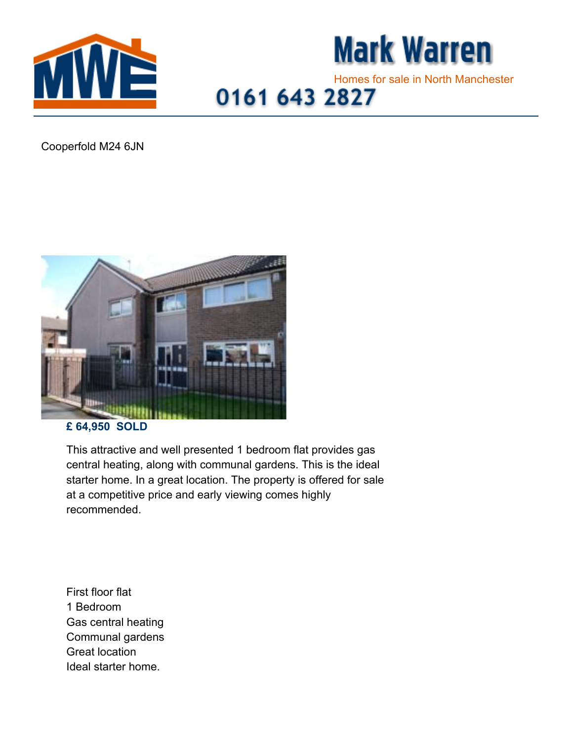Mark Warren

Homes for sale in North Manchester

0161 643 2827

Cooperfold M24 6JN

**£ 64,950 SOLD**

This attractive and well presented 1 bedroom flat provides gas central heating, along with communal gardens. This is the ideal starter home. In a great location. The property is offered for sale at a competitive price and early viewing comes highly recommended.

First floor flat
1 Bedroom
Gas central heating
Communal gardens
Great location
Ideal starter home.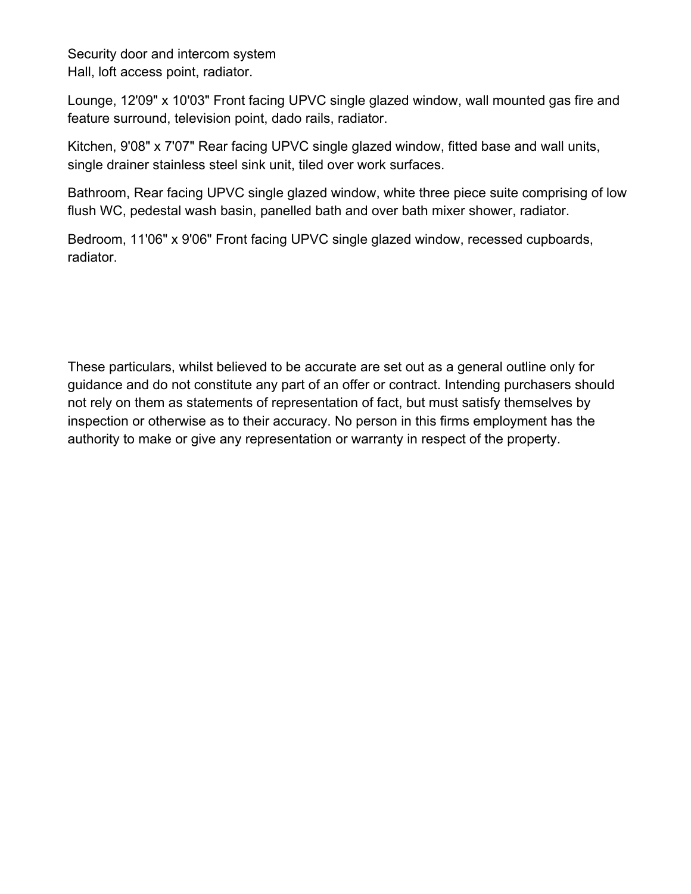Security door and intercom system
Hall, loft access point, radiator.

Lounge, 12'09" x 10'03" Front facing UPVC single glazed window, wall mounted gas fire and feature surround, television point, dado rails, radiator.

Kitchen, 9'08" x 7'07" Rear facing UPVC single glazed window, fitted base and wall units, single drainer stainless steel sink unit, tiled over work surfaces.

Bathroom, Rear facing UPVC single glazed window, white three piece suite comprising of low flush WC, pedestal wash basin, panelled bath and over bath mixer shower, radiator.

Bedroom, 11'06" x 9'06" Front facing UPVC single glazed window, recessed cupboards, radiator.

These particulars, whilst believed to be accurate are set out as a general outline only for guidance and do not constitute any part of an offer or contract. Intending purchasers should not rely on them as statements of representation of fact, but must satisfy themselves by inspection or otherwise as to their accuracy. No person in this firms employment has the authority to make or give any representation or warranty in respect of the property.